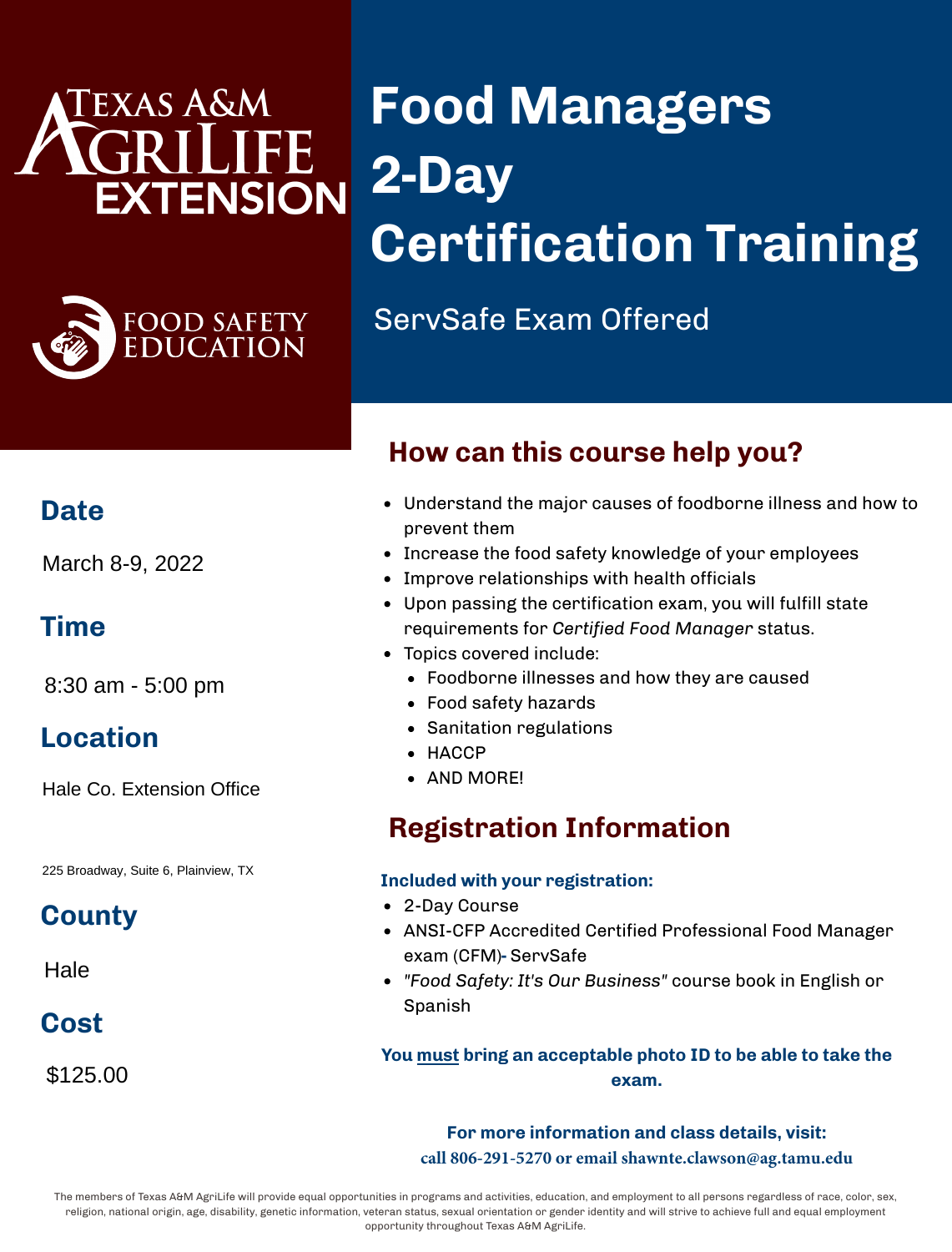Texas A&M AgriLife Extension

Food Safety Education

# Food Managers 2-Day Certification Training

ServSafe Exam Offered

## Date

March 8-9, 2022

## Time

8:30 am - 5:00 pm

## Location

Hale Co. Extension Office

225 Broadway, Suite 6, Plainview, TX

## County

Hale

## Cost

$125.00

## How can this course help you?

- Understand the major causes of foodborne illness and how to prevent them
- Increase the food safety knowledge of your employees
- Improve relationships with health officials
- Upon passing the certification exam, you will fulfill state requirements for *Certified Food Manager* status.
- Topics covered include:
  - Foodborne illnesses and how they are caused
  - Food safety hazards
  - Sanitation regulations
  - HACCP
  - AND MORE!

## Registration Information

**Included with your registration:**

- 2-Day Course
- ANSI-CFP Accredited Certified Professional Food Manager exam (CFM)- ServSafe
- *"Food Safety: It's Our Business"* course book in English or Spanish

**You must bring an acceptable photo ID to be able to take the exam.**

**For more information and class details, visit:**
**call 806-291-5270 or email shawnte.clawson@ag.tamu.edu**

The members of Texas A&M AgriLife will provide equal opportunities in programs and activities, education, and employment to all persons regardless of race, color, sex, religion, national origin, age, disability, genetic information, veteran status, sexual orientation or gender identity and will strive to achieve full and equal employment opportunity throughout Texas A&M AgriLife.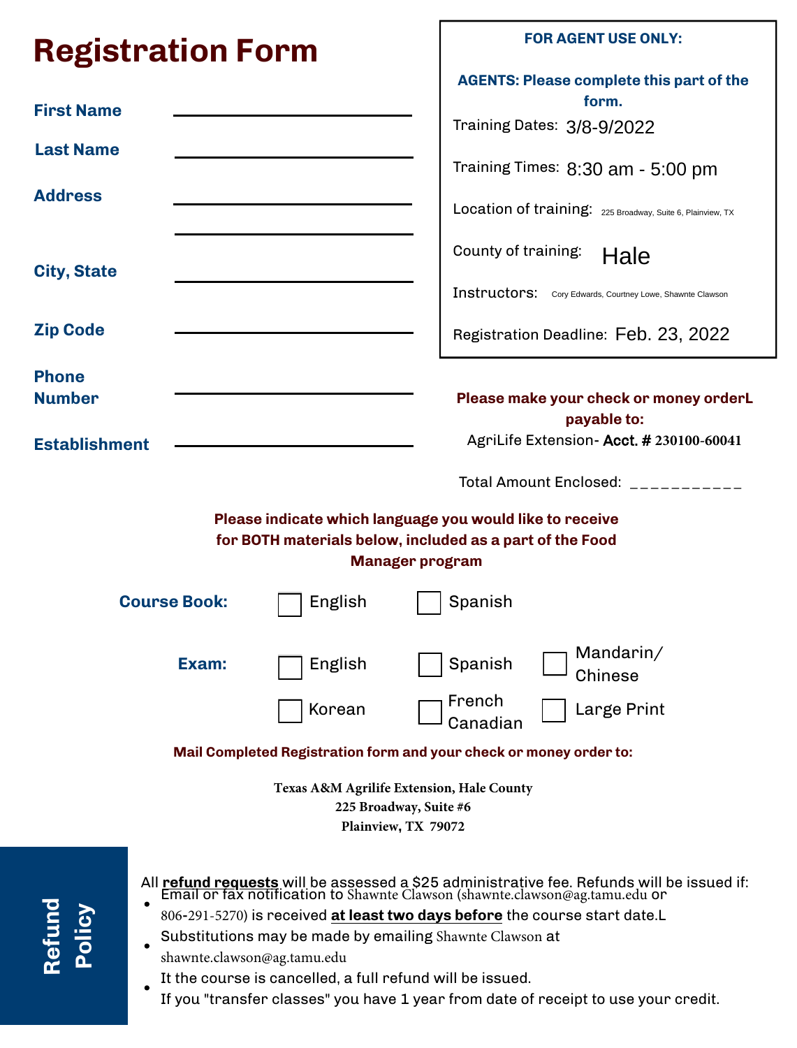# Registration Form

**First Name** ____________________

**Last Name** ____________________

**Address** ____________________

____________________

**City, State** ____________________

**Zip Code** ____________________

**Phone Number** ____________________

**Establishment** ____________________

**FOR AGENT USE ONLY:**

**AGENTS: Please complete this part of the form.**

Training Dates: 3/8-9/2022

Training Times: 8:30 am - 5:00 pm

Location of training: 225 Broadway, Suite 6, Plainview, TX

County of training: Hale

Instructors: Cory Edwards, Courtney Lowe, Shawnte Clawson

Registration Deadline: Feb. 23, 2022

**Please make your check or money orderL payable to:**

AgriLife Extension- Acct. # 230100-60041

Total Amount Enclosed: ___________

**Please indicate which language you would like to receive for BOTH materials below, included as a part of the Food Manager program**

**Course Book:** ☐ English ☐ Spanish

**Exam:** ☐ English ☐ Spanish ☐ Mandarin/ Chinese

☐ Korean ☐ French Canadian ☐ Large Print

**Mail Completed Registration form and your check or money order to:**

**Texas A&M Agrilife Extension, Hale County**
**225 Broadway, Suite #6**
**Plainview, TX 79072**

## Refund Policy

All **refund requests** will be assessed a $25 administrative fee. Refunds will be issued if:

- Email or fax notification to Shawnte Clawson (shawnte.clawson@ag.tamu.edu or 806-291-5270) is received **at least two days before** the course start date.L
- Substitutions may be made by emailing Shawnte Clawson at shawnte.clawson@ag.tamu.edu
- It the course is cancelled, a full refund will be issued.
  If you "transfer classes" you have 1 year from date of receipt to use your credit.